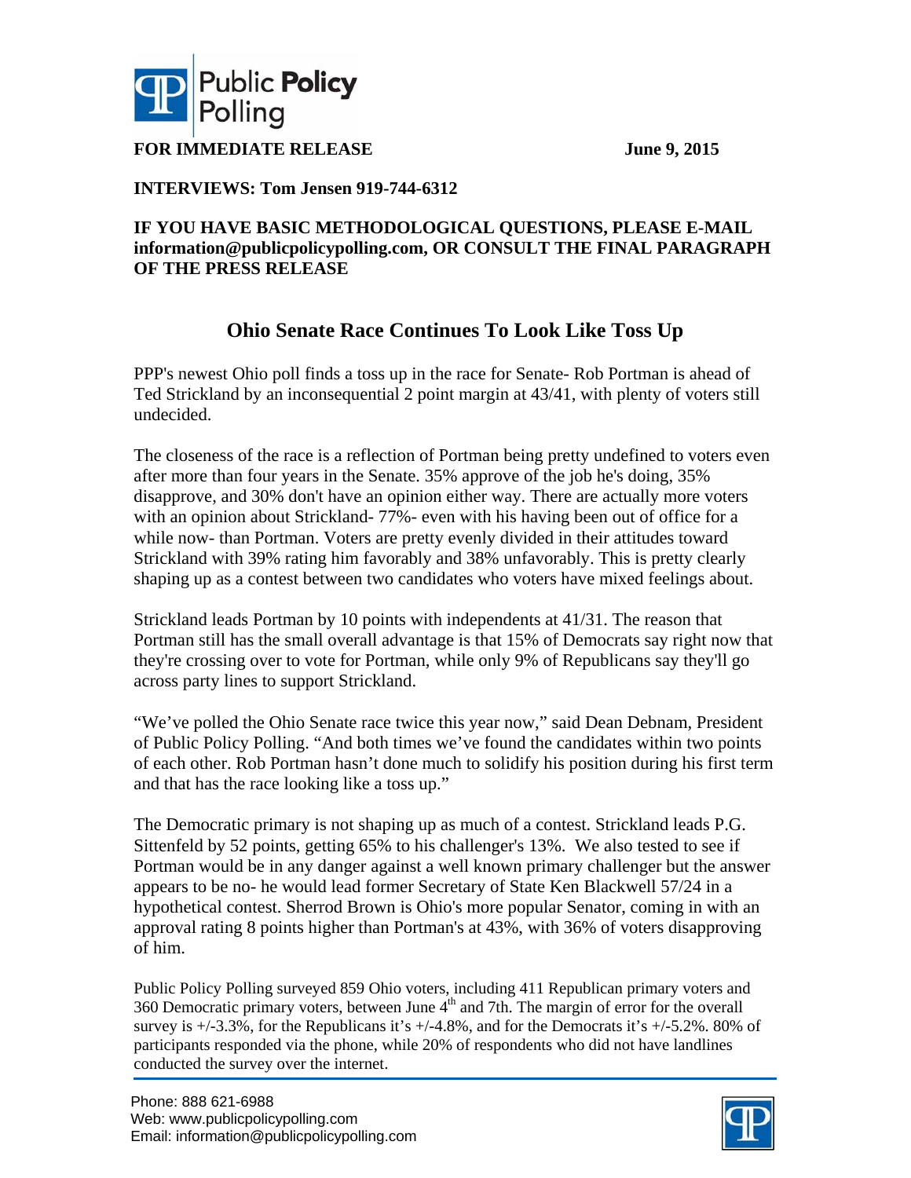**Public Policy Polling**

**FOR IMMEDIATE RELEASE** **June 9, 2015**

**INTERVIEWS: Tom Jensen 919-744-6312**

**IF YOU HAVE BASIC METHODOLOGICAL QUESTIONS, PLEASE E-MAIL information@publicpolicypolling.com, OR CONSULT THE FINAL PARAGRAPH OF THE PRESS RELEASE**

## Ohio Senate Race Continues To Look Like Toss Up

PPP's newest Ohio poll finds a toss up in the race for Senate- Rob Portman is ahead of Ted Strickland by an inconsequential 2 point margin at 43/41, with plenty of voters still undecided.

The closeness of the race is a reflection of Portman being pretty undefined to voters even after more than four years in the Senate. 35% approve of the job he's doing, 35% disapprove, and 30% don't have an opinion either way. There are actually more voters with an opinion about Strickland- 77%- even with his having been out of office for a while now- than Portman. Voters are pretty evenly divided in their attitudes toward Strickland with 39% rating him favorably and 38% unfavorably. This is pretty clearly shaping up as a contest between two candidates who voters have mixed feelings about.

Strickland leads Portman by 10 points with independents at 41/31. The reason that Portman still has the small overall advantage is that 15% of Democrats say right now that they're crossing over to vote for Portman, while only 9% of Republicans say they'll go across party lines to support Strickland.

"We've polled the Ohio Senate race twice this year now," said Dean Debnam, President of Public Policy Polling. "And both times we've found the candidates within two points of each other. Rob Portman hasn't done much to solidify his position during his first term and that has the race looking like a toss up."

The Democratic primary is not shaping up as much of a contest. Strickland leads P.G. Sittenfeld by 52 points, getting 65% to his challenger's 13%. We also tested to see if Portman would be in any danger against a well known primary challenger but the answer appears to be no- he would lead former Secretary of State Ken Blackwell 57/24 in a hypothetical contest. Sherrod Brown is Ohio's more popular Senator, coming in with an approval rating 8 points higher than Portman's at 43%, with 36% of voters disapproving of him.

Public Policy Polling surveyed 859 Ohio voters, including 411 Republican primary voters and 360 Democratic primary voters, between June 4th and 7th. The margin of error for the overall survey is +/-3.3%, for the Republicans it's +/-4.8%, and for the Democrats it's +/-5.2%. 80% of participants responded via the phone, while 20% of respondents who did not have landlines conducted the survey over the internet.

Phone: 888 621-6988
Web: www.publicpolicypolling.com
Email: information@publicpolicypolling.com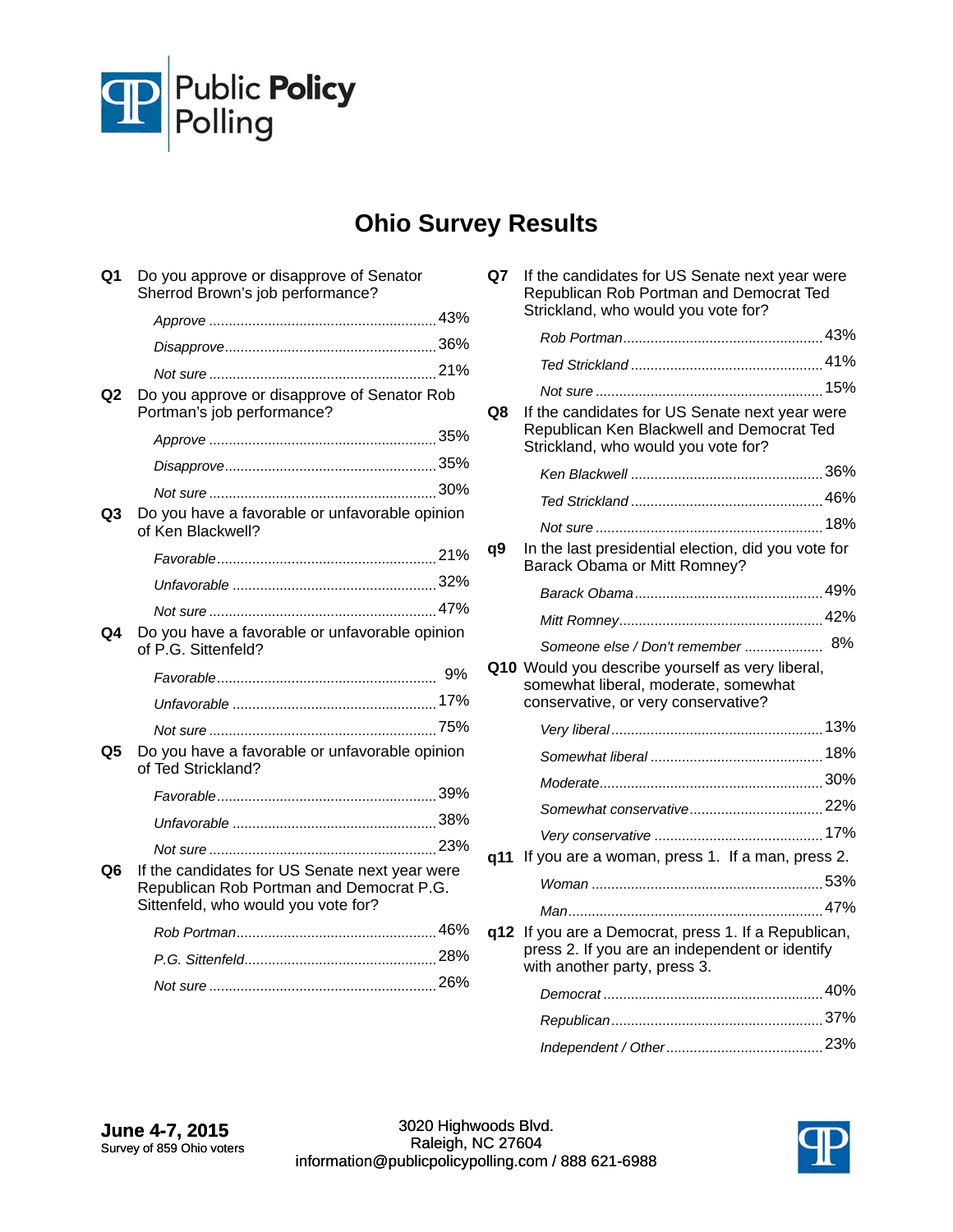# Ohio Survey Results

**Q1** Do you approve or disapprove of Senator Sherrod Brown's job performance?

| | |
|---|---|
| *Approve* | 43% |
| *Disapprove* | 36% |
| *Not sure* | 21% |

**Q2** Do you approve or disapprove of Senator Rob Portman's job performance?

| | |
|---|---|
| *Approve* | 35% |
| *Disapprove* | 35% |
| *Not sure* | 30% |

**Q3** Do you have a favorable or unfavorable opinion of Ken Blackwell?

| | |
|---|---|
| *Favorable* | 21% |
| *Unfavorable* | 32% |
| *Not sure* | 47% |

**Q4** Do you have a favorable or unfavorable opinion of P.G. Sittenfeld?

| | |
|---|---|
| *Favorable* | 9% |
| *Unfavorable* | 17% |
| *Not sure* | 75% |

**Q5** Do you have a favorable or unfavorable opinion of Ted Strickland?

| | |
|---|---|
| *Favorable* | 39% |
| *Unfavorable* | 38% |
| *Not sure* | 23% |

**Q6** If the candidates for US Senate next year were Republican Rob Portman and Democrat P.G. Sittenfeld, who would you vote for?

| | |
|---|---|
| *Rob Portman* | 46% |
| *P.G. Sittenfeld* | 28% |
| *Not sure* | 26% |

**Q7** If the candidates for US Senate next year were Republican Rob Portman and Democrat Ted Strickland, who would you vote for?

| | |
|---|---|
| *Rob Portman* | 43% |
| *Ted Strickland* | 41% |
| *Not sure* | 15% |

**Q8** If the candidates for US Senate next year were Republican Ken Blackwell and Democrat Ted Strickland, who would you vote for?

| | |
|---|---|
| *Ken Blackwell* | 36% |
| *Ted Strickland* | 46% |
| *Not sure* | 18% |

**q9** In the last presidential election, did you vote for Barack Obama or Mitt Romney?

| | |
|---|---|
| *Barack Obama* | 49% |
| *Mitt Romney* | 42% |
| *Someone else / Don't remember* | 8% |

**Q10** Would you describe yourself as very liberal, somewhat liberal, moderate, somewhat conservative, or very conservative?

| | |
|---|---|
| *Very liberal* | 13% |
| *Somewhat liberal* | 18% |
| *Moderate* | 30% |
| *Somewhat conservative* | 22% |
| *Very conservative* | 17% |

**q11** If you are a woman, press 1. If a man, press 2.

| | |
|---|---|
| *Woman* | 53% |
| *Man* | 47% |

**q12** If you are a Democrat, press 1. If a Republican, press 2. If you are an independent or identify with another party, press 3.

| | |
|---|---|
| *Democrat* | 40% |
| *Republican* | 37% |
| *Independent / Other* | 23% |

**June 4-7, 2015**
Survey of 859 Ohio voters

3020 Highwoods Blvd.
Raleigh, NC 27604
information@publicpolicypolling.com / 888 621-6988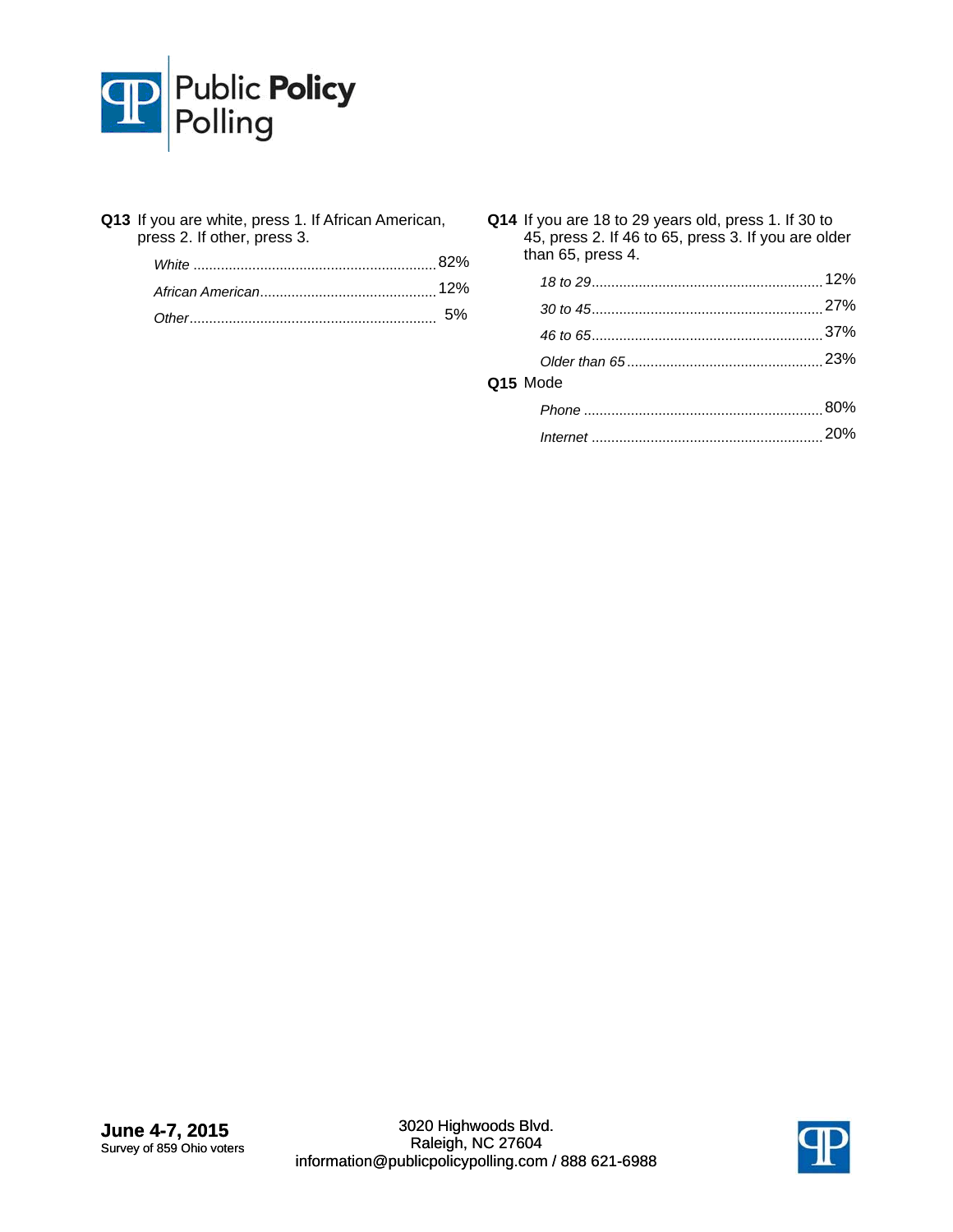**Q13** If you are white, press 1. If African American, press 2. If other, press 3.

| | |
|---|---|
| *White* | 82% |
| *African American* | 12% |
| *Other* | 5% |

**Q14** If you are 18 to 29 years old, press 1. If 30 to 45, press 2. If 46 to 65, press 3. If you are older than 65, press 4.

| | |
|---|---|
| *18 to 29* | 12% |
| *30 to 45* | 27% |
| *46 to 65* | 37% |
| *Older than 65* | 23% |

**Q15** Mode

| | |
|---|---|
| *Phone* | 80% |
| *Internet* | 20% |

**June 4-7, 2015**
Survey of 859 Ohio voters

3020 Highwoods Blvd.
Raleigh, NC 27604
information@publicpolicypolling.com / 888 621-6988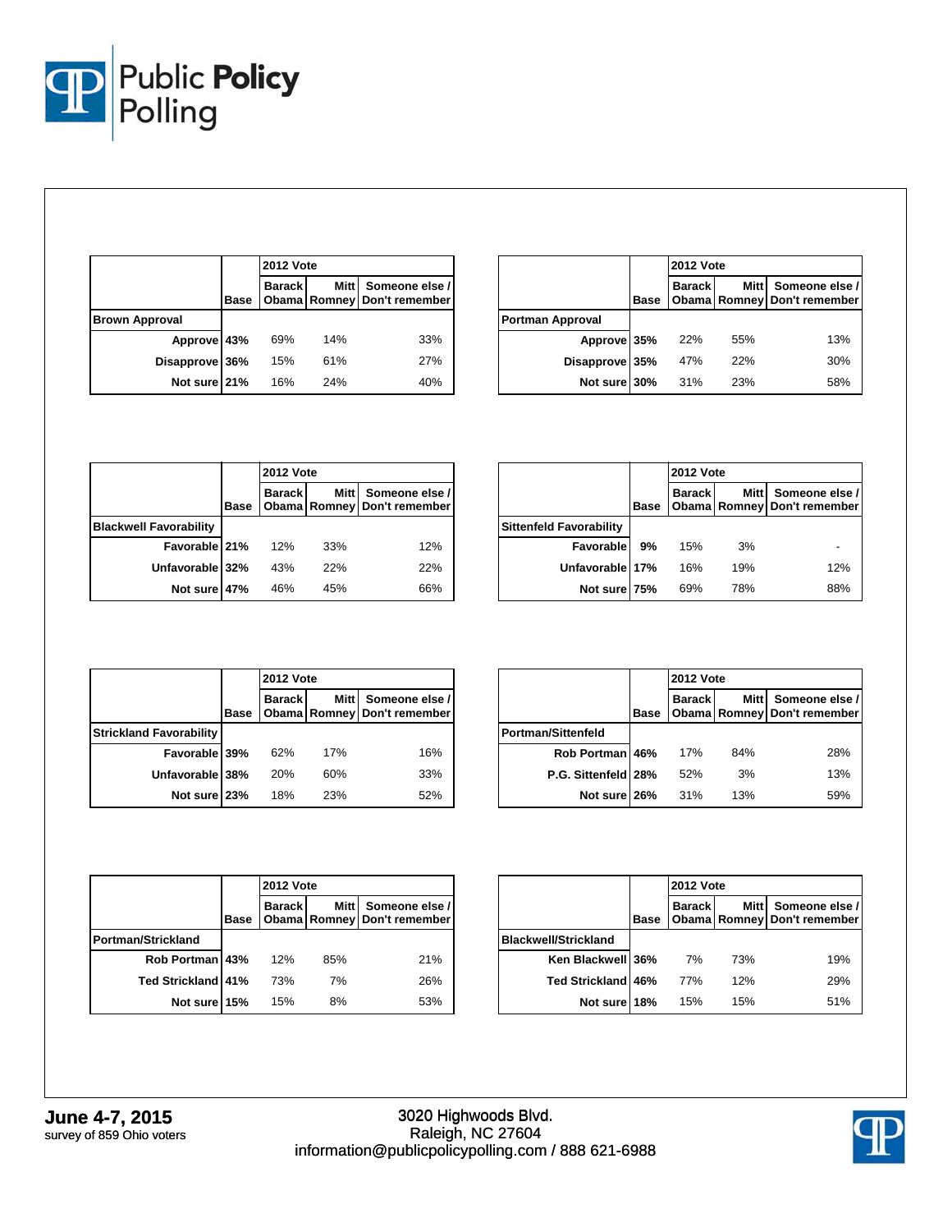| | Base | 2012 Vote | | |
|---|---|---|---|---|
| | | Barack Obama | Mitt Romney | Someone else / Don't remember |
| **Brown Approval** | | | | |
| Approve | 43% | 69% | 14% | 33% |
| Disapprove | 36% | 15% | 61% | 27% |
| Not sure | 21% | 16% | 24% | 40% |

| | Base | 2012 Vote | | |
|---|---|---|---|---|
| | | Barack Obama | Mitt Romney | Someone else / Don't remember |
| **Portman Approval** | | | | |
| Approve | 35% | 22% | 55% | 13% |
| Disapprove | 35% | 47% | 22% | 30% |
| Not sure | 30% | 31% | 23% | 58% |

| | Base | 2012 Vote | | |
|---|---|---|---|---|
| | | Barack Obama | Mitt Romney | Someone else / Don't remember |
| **Blackwell Favorability** | | | | |
| Favorable | 21% | 12% | 33% | 12% |
| Unfavorable | 32% | 43% | 22% | 22% |
| Not sure | 47% | 46% | 45% | 66% |

| | Base | 2012 Vote | | |
|---|---|---|---|---|
| | | Barack Obama | Mitt Romney | Someone else / Don't remember |
| **Sittenfeld Favorability** | | | | |
| Favorable | 9% | 15% | 3% | - |
| Unfavorable | 17% | 16% | 19% | 12% |
| Not sure | 75% | 69% | 78% | 88% |

| | Base | 2012 Vote | | |
|---|---|---|---|---|
| | | Barack Obama | Mitt Romney | Someone else / Don't remember |
| **Strickland Favorability** | | | | |
| Favorable | 39% | 62% | 17% | 16% |
| Unfavorable | 38% | 20% | 60% | 33% |
| Not sure | 23% | 18% | 23% | 52% |

| | Base | 2012 Vote | | |
|---|---|---|---|---|
| | | Barack Obama | Mitt Romney | Someone else / Don't remember |
| **Portman/Sittenfeld** | | | | |
| Rob Portman | 46% | 17% | 84% | 28% |
| P.G. Sittenfeld | 28% | 52% | 3% | 13% |
| Not sure | 26% | 31% | 13% | 59% |

| | Base | 2012 Vote | | |
|---|---|---|---|---|
| | | Barack Obama | Mitt Romney | Someone else / Don't remember |
| **Portman/Strickland** | | | | |
| Rob Portman | 43% | 12% | 85% | 21% |
| Ted Strickland | 41% | 73% | 7% | 26% |
| Not sure | 15% | 15% | 8% | 53% |

| | Base | 2012 Vote | | |
|---|---|---|---|---|
| | | Barack Obama | Mitt Romney | Someone else / Don't remember |
| **Blackwell/Strickland** | | | | |
| Ken Blackwell | 36% | 7% | 73% | 19% |
| Ted Strickland | 46% | 77% | 12% | 29% |
| Not sure | 18% | 15% | 15% | 51% |

**June 4-7, 2015**
survey of 859 Ohio voters

3020 Highwoods Blvd.
Raleigh, NC 27604
information@publicpolicypolling.com / 888 621-6988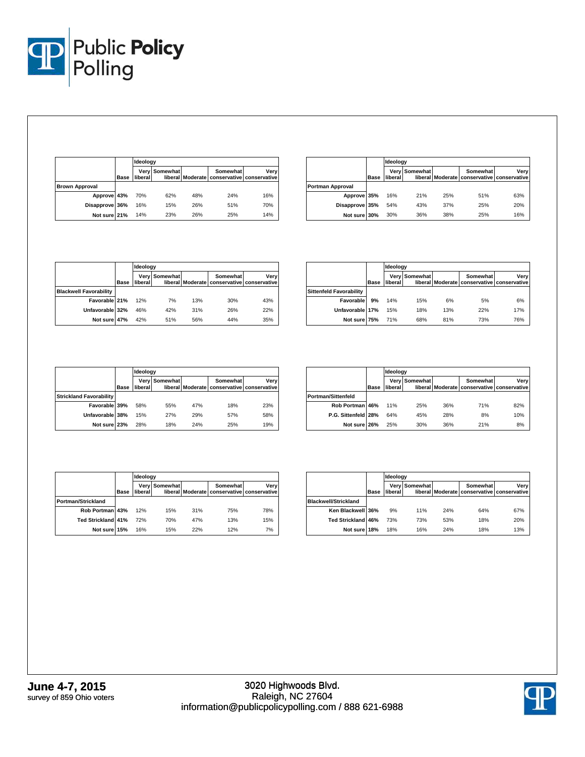| | Base | Ideology | | | | |
|---|---|---|---|---|---|---|
| | | Very liberal | Somewhat liberal | Moderate | Somewhat conservative | Very conservative |
| **Brown Approval** | | | | | | |
| Approve | 43% | 70% | 62% | 48% | 24% | 16% |
| Disapprove | 36% | 16% | 15% | 26% | 51% | 70% |
| Not sure | 21% | 14% | 23% | 26% | 25% | 14% |

| | Base | Ideology | | | | |
|---|---|---|---|---|---|---|
| | | Very liberal | Somewhat liberal | Moderate | Somewhat conservative | Very conservative |
| **Portman Approval** | | | | | | |
| Approve | 35% | 16% | 21% | 25% | 51% | 63% |
| Disapprove | 35% | 54% | 43% | 37% | 25% | 20% |
| Not sure | 30% | 30% | 36% | 38% | 25% | 16% |

| | Base | Ideology | | | | |
|---|---|---|---|---|---|---|
| | | Very liberal | Somewhat liberal | Moderate | Somewhat conservative | Very conservative |
| **Blackwell Favorability** | | | | | | |
| Favorable | 21% | 12% | 7% | 13% | 30% | 43% |
| Unfavorable | 32% | 46% | 42% | 31% | 26% | 22% |
| Not sure | 47% | 42% | 51% | 56% | 44% | 35% |

| | Base | Ideology | | | | |
|---|---|---|---|---|---|---|
| | | Very liberal | Somewhat liberal | Moderate | Somewhat conservative | Very conservative |
| **Sittenfeld Favorability** | | | | | | |
| Favorable | 9% | 14% | 15% | 6% | 5% | 6% |
| Unfavorable | 17% | 15% | 18% | 13% | 22% | 17% |
| Not sure | 75% | 71% | 68% | 81% | 73% | 76% |

| | Base | Ideology | | | | |
|---|---|---|---|---|---|---|
| | | Very liberal | Somewhat liberal | Moderate | Somewhat conservative | Very conservative |
| **Strickland Favorability** | | | | | | |
| Favorable | 39% | 58% | 55% | 47% | 18% | 23% |
| Unfavorable | 38% | 15% | 27% | 29% | 57% | 58% |
| Not sure | 23% | 28% | 18% | 24% | 25% | 19% |

| | Base | Ideology | | | | |
|---|---|---|---|---|---|---|
| | | Very liberal | Somewhat liberal | Moderate | Somewhat conservative | Very conservative |
| **Portman/Sittenfeld** | | | | | | |
| Rob Portman | 46% | 11% | 25% | 36% | 71% | 82% |
| P.G. Sittenfeld | 28% | 64% | 45% | 28% | 8% | 10% |
| Not sure | 26% | 25% | 30% | 36% | 21% | 8% |

| | Base | Ideology | | | | |
|---|---|---|---|---|---|---|
| | | Very liberal | Somewhat liberal | Moderate | Somewhat conservative | Very conservative |
| **Portman/Strickland** | | | | | | |
| Rob Portman | 43% | 12% | 15% | 31% | 75% | 78% |
| Ted Strickland | 41% | 72% | 70% | 47% | 13% | 15% |
| Not sure | 15% | 16% | 15% | 22% | 12% | 7% |

| | Base | Ideology | | | | |
|---|---|---|---|---|---|---|
| | | Very liberal | Somewhat liberal | Moderate | Somewhat conservative | Very conservative |
| **Blackwell/Strickland** | | | | | | |
| Ken Blackwell | 36% | 9% | 11% | 24% | 64% | 67% |
| Ted Strickland | 46% | 73% | 73% | 53% | 18% | 20% |
| Not sure | 18% | 18% | 16% | 24% | 18% | 13% |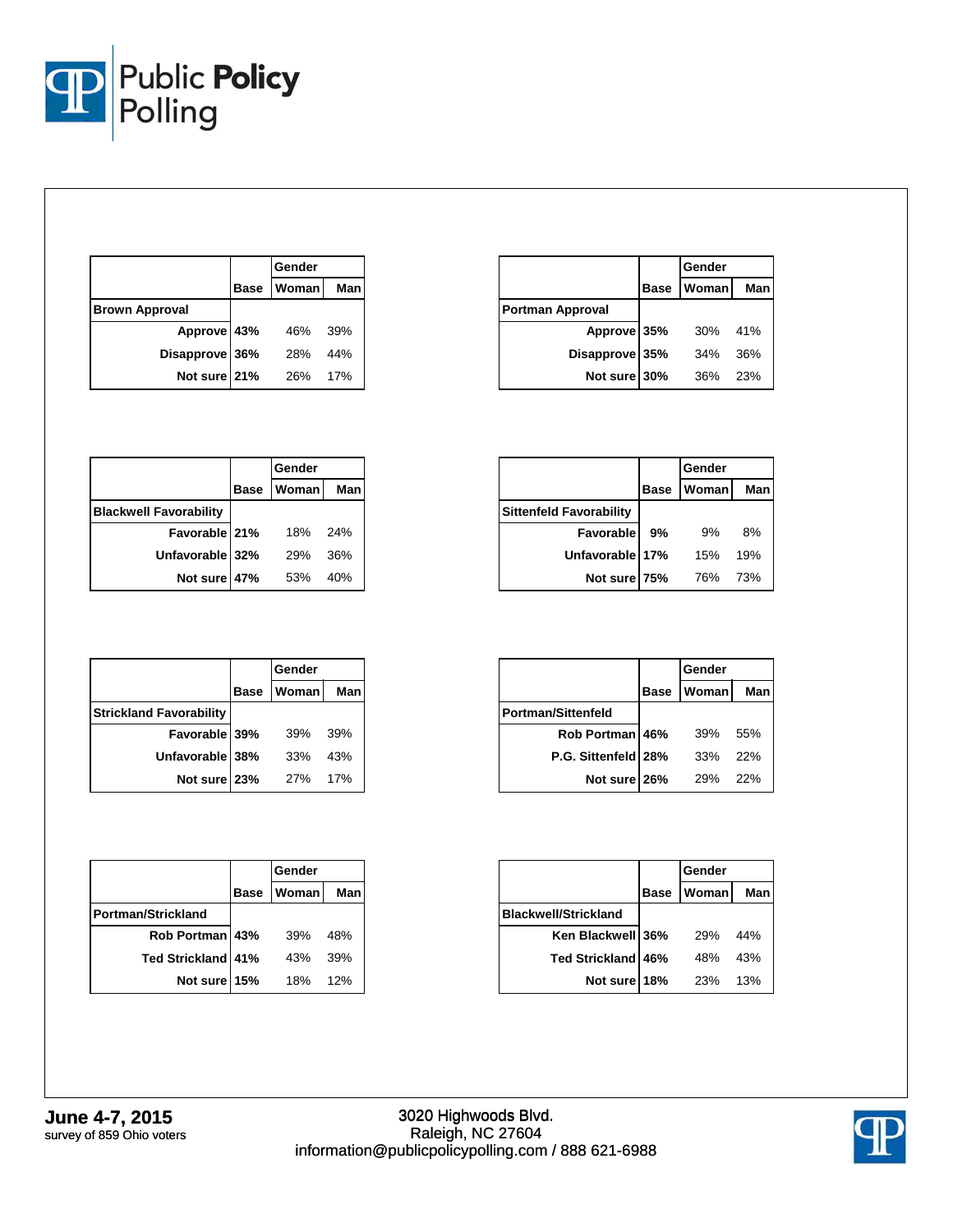| Brown Approval | Base | Gender: Woman | Man |
|---|---|---|---|
| Approve | 43% | 46% | 39% |
| Disapprove | 36% | 28% | 44% |
| Not sure | 21% | 26% | 17% |

| Portman Approval | Base | Gender: Woman | Man |
|---|---|---|---|
| Approve | 35% | 30% | 41% |
| Disapprove | 35% | 34% | 36% |
| Not sure | 30% | 36% | 23% |

| Blackwell Favorability | Base | Gender: Woman | Man |
|---|---|---|---|
| Favorable | 21% | 18% | 24% |
| Unfavorable | 32% | 29% | 36% |
| Not sure | 47% | 53% | 40% |

| Sittenfeld Favorability | Base | Gender: Woman | Man |
|---|---|---|---|
| Favorable | 9% | 9% | 8% |
| Unfavorable | 17% | 15% | 19% |
| Not sure | 75% | 76% | 73% |

| Strickland Favorability | Base | Gender: Woman | Man |
|---|---|---|---|
| Favorable | 39% | 39% | 39% |
| Unfavorable | 38% | 33% | 43% |
| Not sure | 23% | 27% | 17% |

| Portman/Sittenfeld | Base | Gender: Woman | Man |
|---|---|---|---|
| Rob Portman | 46% | 39% | 55% |
| P.G. Sittenfeld | 28% | 33% | 22% |
| Not sure | 26% | 29% | 22% |

| Portman/Strickland | Base | Gender: Woman | Man |
|---|---|---|---|
| Rob Portman | 43% | 39% | 48% |
| Ted Strickland | 41% | 43% | 39% |
| Not sure | 15% | 18% | 12% |

| Blackwell/Strickland | Base | Gender: Woman | Man |
|---|---|---|---|
| Ken Blackwell | 36% | 29% | 44% |
| Ted Strickland | 46% | 48% | 43% |
| Not sure | 18% | 23% | 13% |

**June 4-7, 2015**
survey of 859 Ohio voters

3020 Highwoods Blvd.
Raleigh, NC 27604
information@publicpolicypolling.com / 888 621-6988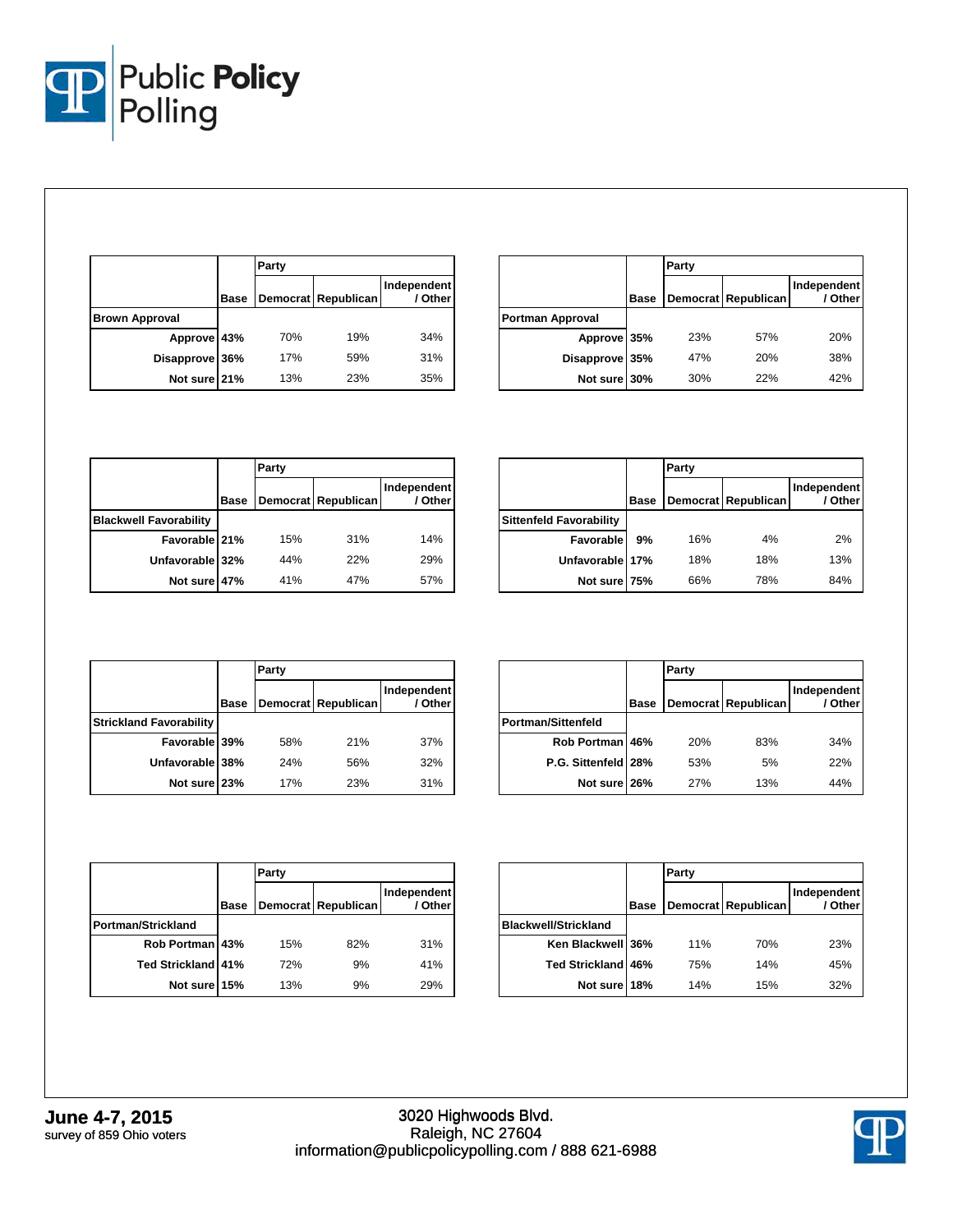| Brown Approval | Base | Party: Democrat | Republican | Independent / Other |
|---|---|---|---|---|
| Approve | 43% | 70% | 19% | 34% |
| Disapprove | 36% | 17% | 59% | 31% |
| Not sure | 21% | 13% | 23% | 35% |

| Portman Approval | Base | Party: Democrat | Republican | Independent / Other |
|---|---|---|---|---|
| Approve | 35% | 23% | 57% | 20% |
| Disapprove | 35% | 47% | 20% | 38% |
| Not sure | 30% | 30% | 22% | 42% |

| Blackwell Favorability | Base | Party: Democrat | Republican | Independent / Other |
|---|---|---|---|---|
| Favorable | 21% | 15% | 31% | 14% |
| Unfavorable | 32% | 44% | 22% | 29% |
| Not sure | 47% | 41% | 47% | 57% |

| Sittenfeld Favorability | Base | Party: Democrat | Republican | Independent / Other |
|---|---|---|---|---|
| Favorable | 9% | 16% | 4% | 2% |
| Unfavorable | 17% | 18% | 18% | 13% |
| Not sure | 75% | 66% | 78% | 84% |

| Strickland Favorability | Base | Party: Democrat | Republican | Independent / Other |
|---|---|---|---|---|
| Favorable | 39% | 58% | 21% | 37% |
| Unfavorable | 38% | 24% | 56% | 32% |
| Not sure | 23% | 17% | 23% | 31% |

| Portman/Sittenfeld | Base | Party: Democrat | Republican | Independent / Other |
|---|---|---|---|---|
| Rob Portman | 46% | 20% | 83% | 34% |
| P.G. Sittenfeld | 28% | 53% | 5% | 22% |
| Not sure | 26% | 27% | 13% | 44% |

| Portman/Strickland | Base | Party: Democrat | Republican | Independent / Other |
|---|---|---|---|---|
| Rob Portman | 43% | 15% | 82% | 31% |
| Ted Strickland | 41% | 72% | 9% | 41% |
| Not sure | 15% | 13% | 9% | 29% |

| Blackwell/Strickland | Base | Party: Democrat | Republican | Independent / Other |
|---|---|---|---|---|
| Ken Blackwell | 36% | 11% | 70% | 23% |
| Ted Strickland | 46% | 75% | 14% | 45% |
| Not sure | 18% | 14% | 15% | 32% |

**June 4-7, 2015**
survey of 859 Ohio voters

3020 Highwoods Blvd.
Raleigh, NC 27604
information@publicpolicypolling.com / 888 621-6988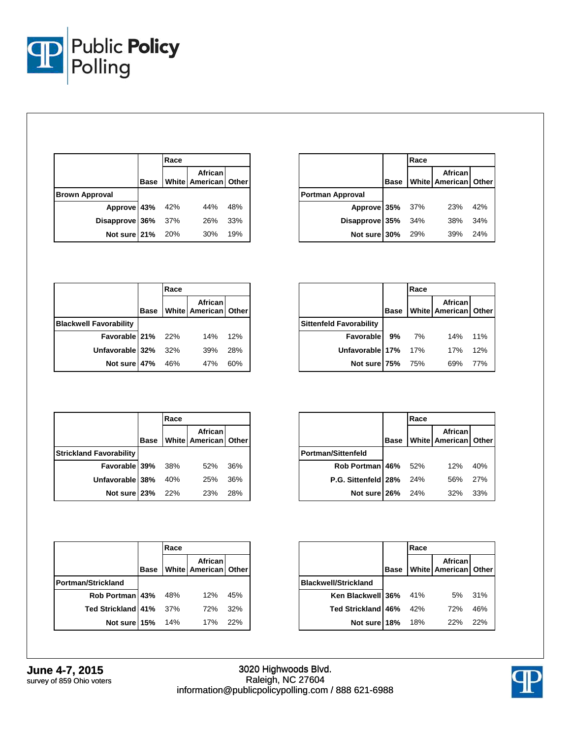| | Base | Race | | |
|---|---|---|---|---|
| | | White | African American | Other |
| **Brown Approval** | | | | |
| Approve | 43% | 42% | 44% | 48% |
| Disapprove | 36% | 37% | 26% | 33% |
| Not sure | 21% | 20% | 30% | 19% |

| | Base | Race | | |
|---|---|---|---|---|
| | | White | African American | Other |
| **Portman Approval** | | | | |
| Approve | 35% | 37% | 23% | 42% |
| Disapprove | 35% | 34% | 38% | 34% |
| Not sure | 30% | 29% | 39% | 24% |

| | Base | Race | | |
|---|---|---|---|---|
| | | White | African American | Other |
| **Blackwell Favorability** | | | | |
| Favorable | 21% | 22% | 14% | 12% |
| Unfavorable | 32% | 32% | 39% | 28% |
| Not sure | 47% | 46% | 47% | 60% |

| | Base | Race | | |
|---|---|---|---|---|
| | | White | African American | Other |
| **Sittenfeld Favorability** | | | | |
| Favorable | 9% | 7% | 14% | 11% |
| Unfavorable | 17% | 17% | 17% | 12% |
| Not sure | 75% | 75% | 69% | 77% |

| | Base | Race | | |
|---|---|---|---|---|
| | | White | African American | Other |
| **Strickland Favorability** | | | | |
| Favorable | 39% | 38% | 52% | 36% |
| Unfavorable | 38% | 40% | 25% | 36% |
| Not sure | 23% | 22% | 23% | 28% |

| | Base | Race | | |
|---|---|---|---|---|
| | | White | African American | Other |
| **Portman/Sittenfeld** | | | | |
| Rob Portman | 46% | 52% | 12% | 40% |
| P.G. Sittenfeld | 28% | 24% | 56% | 27% |
| Not sure | 26% | 24% | 32% | 33% |

| | Base | Race | | |
|---|---|---|---|---|
| | | White | African American | Other |
| **Portman/Strickland** | | | | |
| Rob Portman | 43% | 48% | 12% | 45% |
| Ted Strickland | 41% | 37% | 72% | 32% |
| Not sure | 15% | 14% | 17% | 22% |

| | Base | Race | | |
|---|---|---|---|---|
| | | White | African American | Other |
| **Blackwell/Strickland** | | | | |
| Ken Blackwell | 36% | 41% | 5% | 31% |
| Ted Strickland | 46% | 42% | 72% | 46% |
| Not sure | 18% | 18% | 22% | 22% |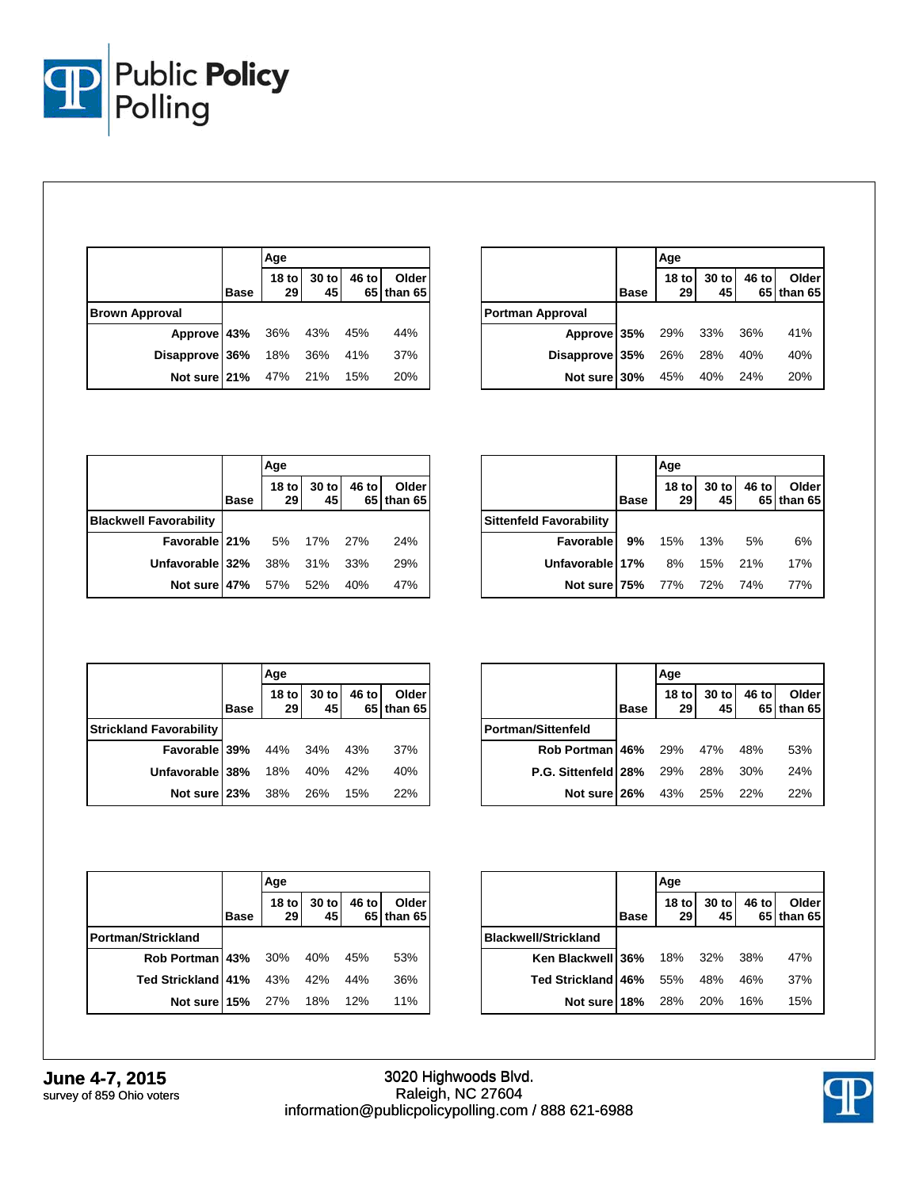| | Base | Age | | | |
|---|---|---|---|---|---|
| | | 18 to 29 | 30 to 45 | 46 to 65 | Older than 65 |
| **Brown Approval** | | | | | |
| Approve | 43% | 36% | 43% | 45% | 44% |
| Disapprove | 36% | 18% | 36% | 41% | 37% |
| Not sure | 21% | 47% | 21% | 15% | 20% |

| | Base | Age | | | |
|---|---|---|---|---|---|
| | | 18 to 29 | 30 to 45 | 46 to 65 | Older than 65 |
| **Portman Approval** | | | | | |
| Approve | 35% | 29% | 33% | 36% | 41% |
| Disapprove | 35% | 26% | 28% | 40% | 40% |
| Not sure | 30% | 45% | 40% | 24% | 20% |

| | Base | Age | | | |
|---|---|---|---|---|---|
| | | 18 to 29 | 30 to 45 | 46 to 65 | Older than 65 |
| **Blackwell Favorability** | | | | | |
| Favorable | 21% | 5% | 17% | 27% | 24% |
| Unfavorable | 32% | 38% | 31% | 33% | 29% |
| Not sure | 47% | 57% | 52% | 40% | 47% |

| | Base | Age | | | |
|---|---|---|---|---|---|
| | | 18 to 29 | 30 to 45 | 46 to 65 | Older than 65 |
| **Sittenfeld Favorability** | | | | | |
| Favorable | 9% | 15% | 13% | 5% | 6% |
| Unfavorable | 17% | 8% | 15% | 21% | 17% |
| Not sure | 75% | 77% | 72% | 74% | 77% |

| | Base | Age | | | |
|---|---|---|---|---|---|
| | | 18 to 29 | 30 to 45 | 46 to 65 | Older than 65 |
| **Strickland Favorability** | | | | | |
| Favorable | 39% | 44% | 34% | 43% | 37% |
| Unfavorable | 38% | 18% | 40% | 42% | 40% |
| Not sure | 23% | 38% | 26% | 15% | 22% |

| | Base | Age | | | |
|---|---|---|---|---|---|
| | | 18 to 29 | 30 to 45 | 46 to 65 | Older than 65 |
| **Portman/Sittenfeld** | | | | | |
| Rob Portman | 46% | 29% | 47% | 48% | 53% |
| P.G. Sittenfeld | 28% | 29% | 28% | 30% | 24% |
| Not sure | 26% | 43% | 25% | 22% | 22% |

| | Base | Age | | | |
|---|---|---|---|---|---|
| | | 18 to 29 | 30 to 45 | 46 to 65 | Older than 65 |
| **Portman/Strickland** | | | | | |
| Rob Portman | 43% | 30% | 40% | 45% | 53% |
| Ted Strickland | 41% | 43% | 42% | 44% | 36% |
| Not sure | 15% | 27% | 18% | 12% | 11% |

| | Base | Age | | | |
|---|---|---|---|---|---|
| | | 18 to 29 | 30 to 45 | 46 to 65 | Older than 65 |
| **Blackwell/Strickland** | | | | | |
| Ken Blackwell | 36% | 18% | 32% | 38% | 47% |
| Ted Strickland | 46% | 55% | 48% | 46% | 37% |
| Not sure | 18% | 28% | 20% | 16% | 15% |

**June 4-7, 2015**
survey of 859 Ohio voters

3020 Highwoods Blvd.
Raleigh, NC 27604
information@publicpolicypolling.com / 888 621-6988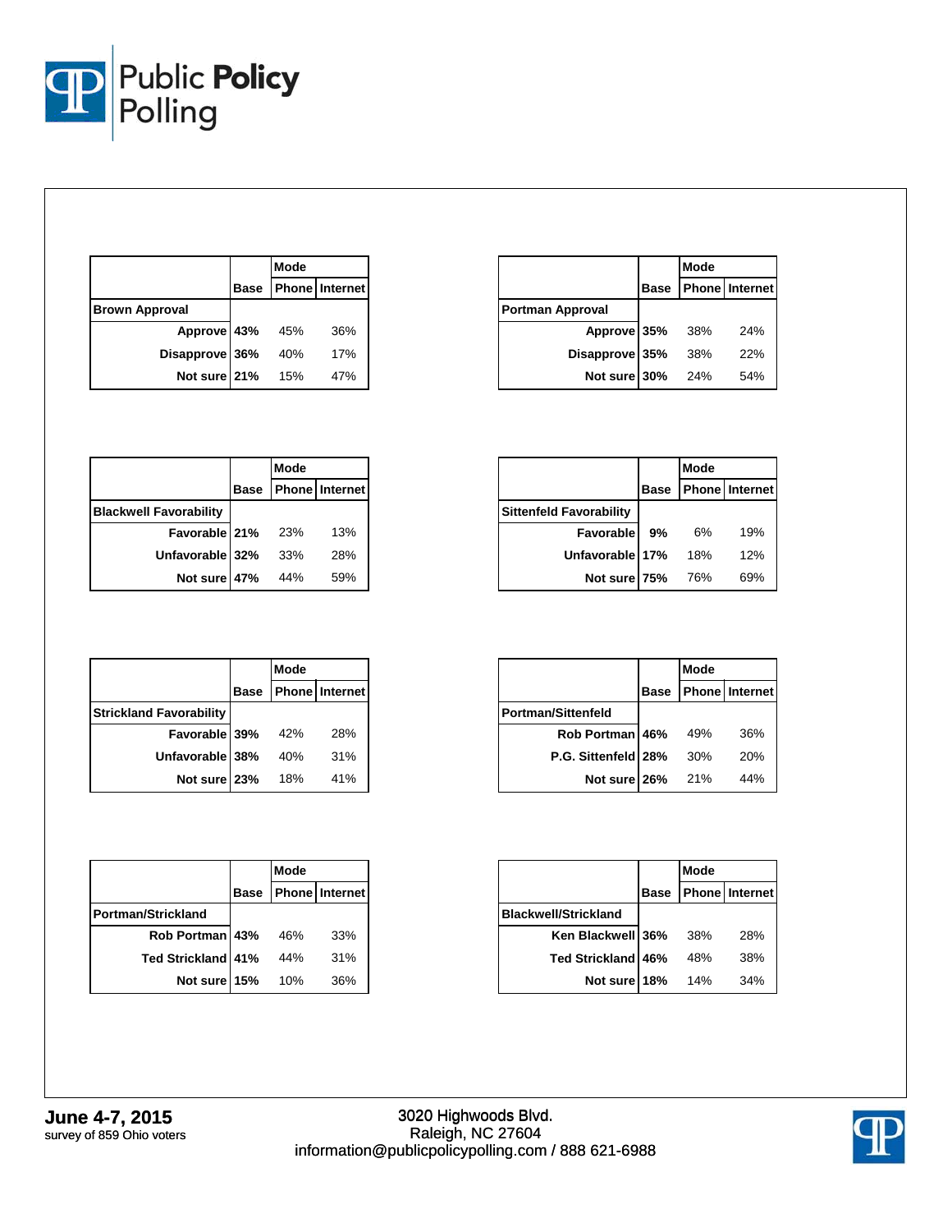| | Base | Mode | |
|---|---|---|---|
| | | Phone | Internet |
| **Brown Approval** | | | |
| Approve | 43% | 45% | 36% |
| Disapprove | 36% | 40% | 17% |
| Not sure | 21% | 15% | 47% |

| | Base | Mode | |
|---|---|---|---|
| | | Phone | Internet |
| **Portman Approval** | | | |
| Approve | 35% | 38% | 24% |
| Disapprove | 35% | 38% | 22% |
| Not sure | 30% | 24% | 54% |

| | Base | Mode | |
|---|---|---|---|
| | | Phone | Internet |
| **Blackwell Favorability** | | | |
| Favorable | 21% | 23% | 13% |
| Unfavorable | 32% | 33% | 28% |
| Not sure | 47% | 44% | 59% |

| | Base | Mode | |
|---|---|---|---|
| | | Phone | Internet |
| **Sittenfeld Favorability** | | | |
| Favorable | 9% | 6% | 19% |
| Unfavorable | 17% | 18% | 12% |
| Not sure | 75% | 76% | 69% |

| | Base | Mode | |
|---|---|---|---|
| | | Phone | Internet |
| **Strickland Favorability** | | | |
| Favorable | 39% | 42% | 28% |
| Unfavorable | 38% | 40% | 31% |
| Not sure | 23% | 18% | 41% |

| | Base | Mode | |
|---|---|---|---|
| | | Phone | Internet |
| **Portman/Sittenfeld** | | | |
| Rob Portman | 46% | 49% | 36% |
| P.G. Sittenfeld | 28% | 30% | 20% |
| Not sure | 26% | 21% | 44% |

| | Base | Mode | |
|---|---|---|---|
| | | Phone | Internet |
| **Portman/Strickland** | | | |
| Rob Portman | 43% | 46% | 33% |
| Ted Strickland | 41% | 44% | 31% |
| Not sure | 15% | 10% | 36% |

| | Base | Mode | |
|---|---|---|---|
| | | Phone | Internet |
| **Blackwell/Strickland** | | | |
| Ken Blackwell | 36% | 38% | 28% |
| Ted Strickland | 46% | 48% | 38% |
| Not sure | 18% | 14% | 34% |

**June 4-7, 2015**
survey of 859 Ohio voters

3020 Highwoods Blvd.
Raleigh, NC 27604
information@publicpolicypolling.com / 888 621-6988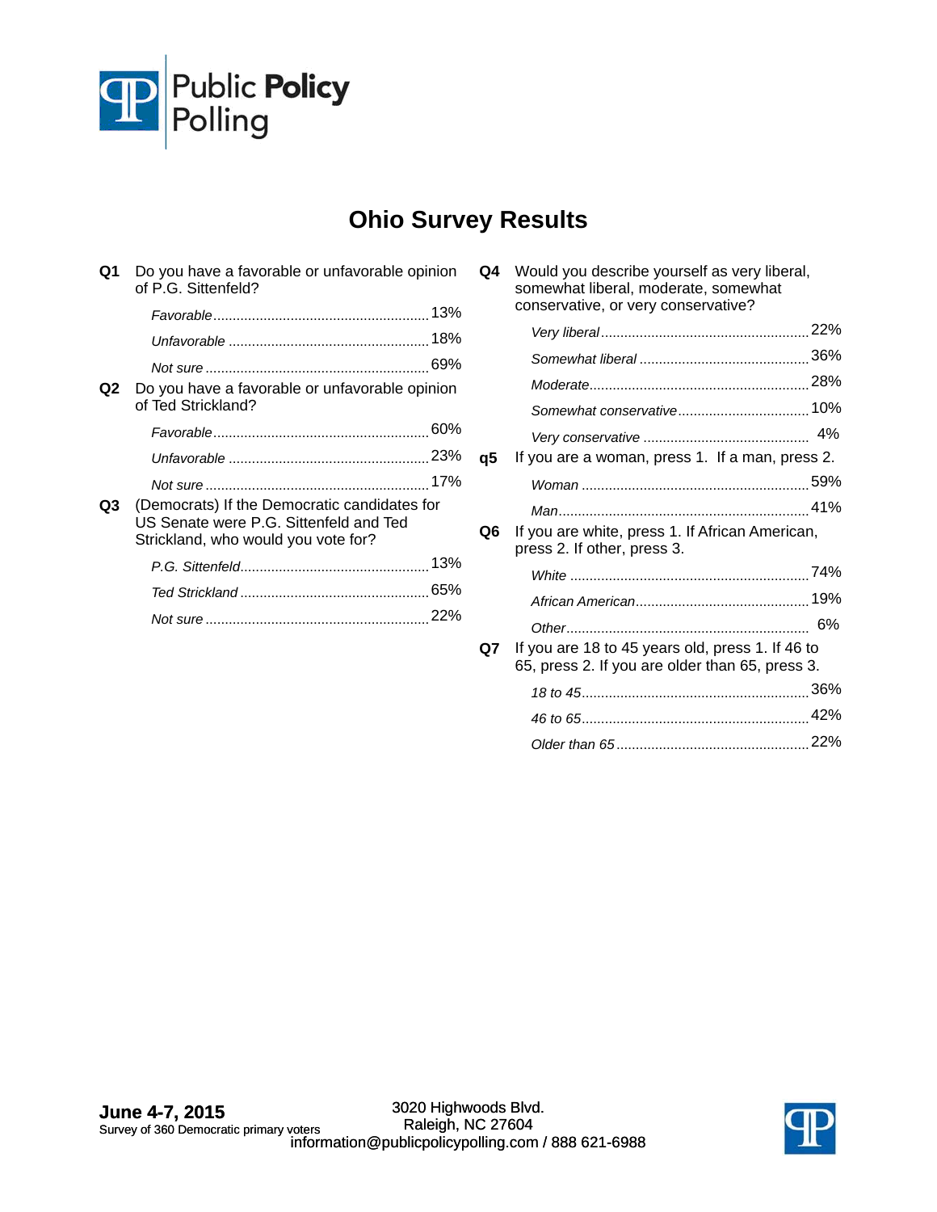# Ohio Survey Results

**Q1** Do you have a favorable or unfavorable opinion of P.G. Sittenfeld?

| | |
|---|---|
| *Favorable* | 13% |
| *Unfavorable* | 18% |
| *Not sure* | 69% |

**Q2** Do you have a favorable or unfavorable opinion of Ted Strickland?

| | |
|---|---|
| *Favorable* | 60% |
| *Unfavorable* | 23% |
| *Not sure* | 17% |

**Q3** (Democrats) If the Democratic candidates for US Senate were P.G. Sittenfeld and Ted Strickland, who would you vote for?

| | |
|---|---|
| *P.G. Sittenfeld* | 13% |
| *Ted Strickland* | 65% |
| *Not sure* | 22% |

**Q4** Would you describe yourself as very liberal, somewhat liberal, moderate, somewhat conservative, or very conservative?

| | |
|---|---|
| *Very liberal* | 22% |
| *Somewhat liberal* | 36% |
| *Moderate* | 28% |
| *Somewhat conservative* | 10% |
| *Very conservative* | 4% |

**q5** If you are a woman, press 1. If a man, press 2.

| | |
|---|---|
| *Woman* | 59% |
| *Man* | 41% |

**Q6** If you are white, press 1. If African American, press 2. If other, press 3.

| | |
|---|---|
| *White* | 74% |
| *African American* | 19% |
| *Other* | 6% |

**Q7** If you are 18 to 45 years old, press 1. If 46 to 65, press 2. If you are older than 65, press 3.

| | |
|---|---|
| *18 to 45* | 36% |
| *46 to 65* | 42% |
| *Older than 65* | 22% |

**June 4-7, 2015**
Survey of 360 Democratic primary voters

3020 Highwoods Blvd.
Raleigh, NC 27604
information@publicpolicypolling.com / 888 621-6988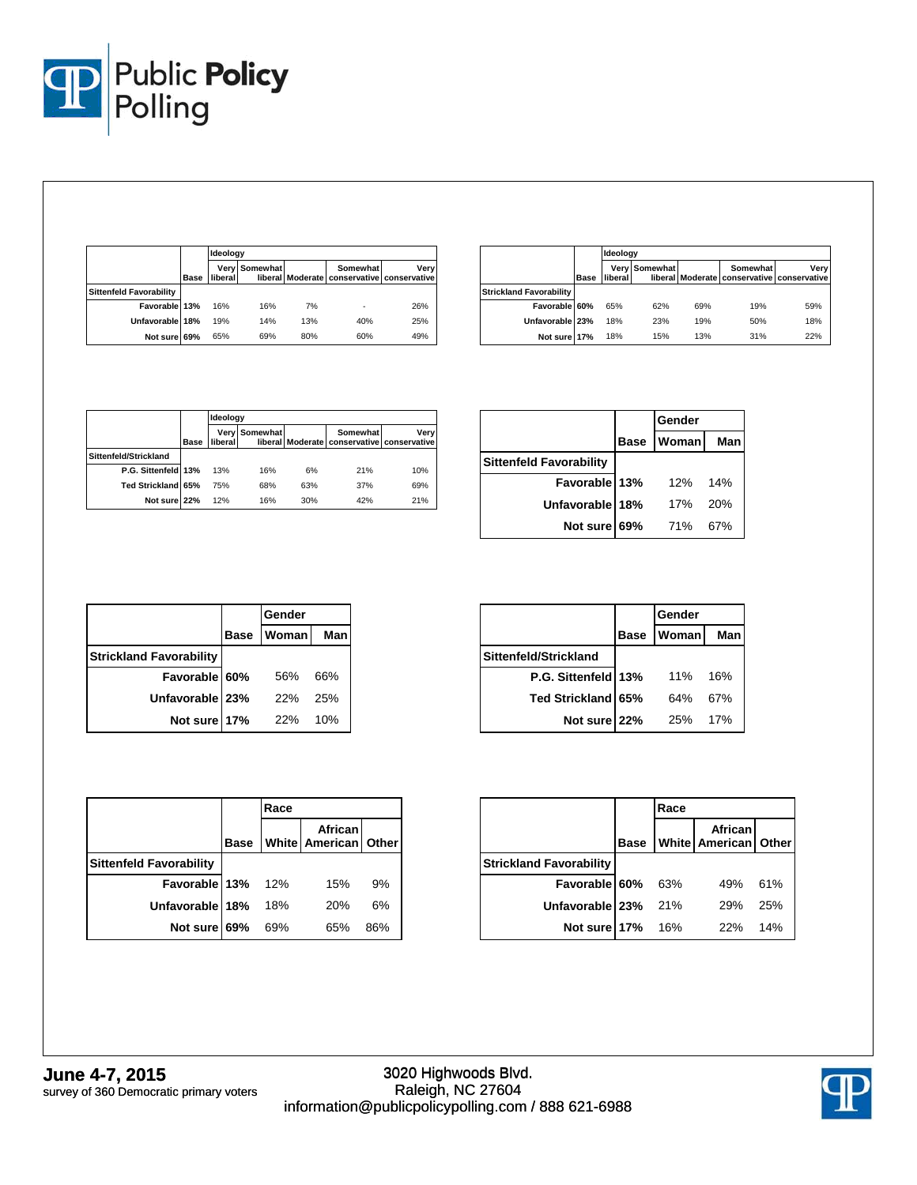| | Base | Ideology | | | | |
|---|---|---|---|---|---|---|
| | | Very liberal | Somewhat liberal | Moderate | Somewhat conservative | Very conservative |
| **Sittenfeld Favorability** | | | | | | |
| Favorable | 13% | 16% | 16% | 7% | - | 26% |
| Unfavorable | 18% | 19% | 14% | 13% | 40% | 25% |
| Not sure | 69% | 65% | 69% | 80% | 60% | 49% |

| | Base | Ideology | | | | |
|---|---|---|---|---|---|---|
| | | Very liberal | Somewhat liberal | Moderate | Somewhat conservative | Very conservative |
| **Strickland Favorability** | | | | | | |
| Favorable | 60% | 65% | 62% | 69% | 19% | 59% |
| Unfavorable | 23% | 18% | 23% | 19% | 50% | 18% |
| Not sure | 17% | 18% | 15% | 13% | 31% | 22% |

| | Base | Ideology | | | | |
|---|---|---|---|---|---|---|
| | | Very liberal | Somewhat liberal | Moderate | Somewhat conservative | Very conservative |
| **Sittenfeld/Strickland** | | | | | | |
| P.G. Sittenfeld | 13% | 13% | 16% | 6% | 21% | 10% |
| Ted Strickland | 65% | 75% | 68% | 63% | 37% | 69% |
| Not sure | 22% | 12% | 16% | 30% | 42% | 21% |

| | Base | Gender | |
|---|---|---|---|
| | | Woman | Man |
| **Sittenfeld Favorability** | | | |
| Favorable | 13% | 12% | 14% |
| Unfavorable | 18% | 17% | 20% |
| Not sure | 69% | 71% | 67% |

| | Base | Gender | |
|---|---|---|---|
| | | Woman | Man |
| **Strickland Favorability** | | | |
| Favorable | 60% | 56% | 66% |
| Unfavorable | 23% | 22% | 25% |
| Not sure | 17% | 22% | 10% |

| | Base | Gender | |
|---|---|---|---|
| | | Woman | Man |
| **Sittenfeld/Strickland** | | | |
| P.G. Sittenfeld | 13% | 11% | 16% |
| Ted Strickland | 65% | 64% | 67% |
| Not sure | 22% | 25% | 17% |

| | Base | Race | | |
|---|---|---|---|---|
| | | White | African American | Other |
| **Sittenfeld Favorability** | | | | |
| Favorable | 13% | 12% | 15% | 9% |
| Unfavorable | 18% | 18% | 20% | 6% |
| Not sure | 69% | 69% | 65% | 86% |

| | Base | Race | | |
|---|---|---|---|---|
| | | White | African American | Other |
| **Strickland Favorability** | | | | |
| Favorable | 60% | 63% | 49% | 61% |
| Unfavorable | 23% | 21% | 29% | 25% |
| Not sure | 17% | 16% | 22% | 14% |

**June 4-7, 2015**
survey of 360 Democratic primary voters

3020 Highwoods Blvd.
Raleigh, NC 27604
information@publicpolicypolling.com / 888 621-6988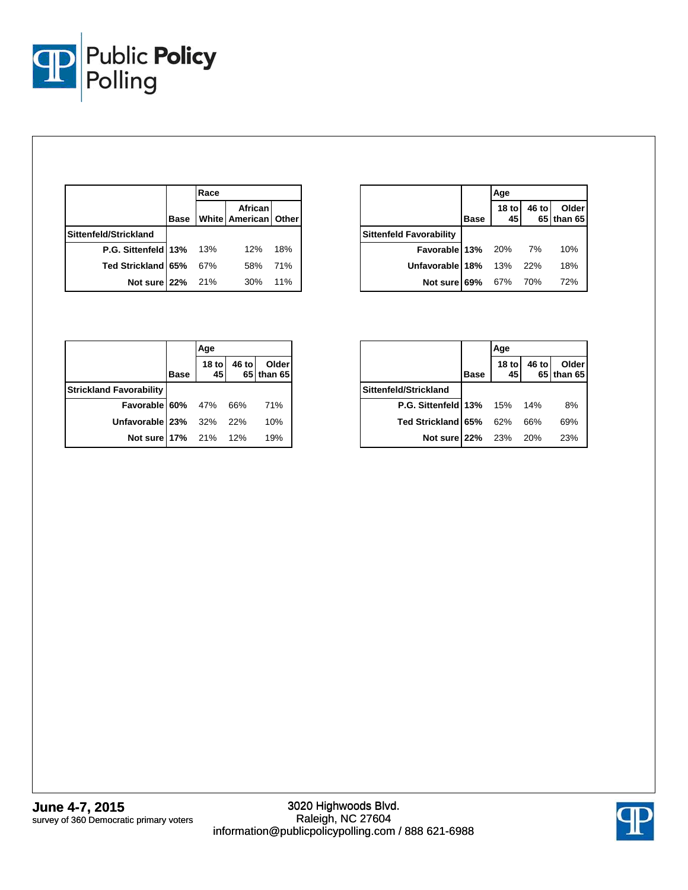| | Base | Race | | |
|---|---|---|---|---|
| | | White | African American | Other |
| **Sittenfeld/Strickland** | | | | |
| P.G. Sittenfeld | 13% | 13% | 12% | 18% |
| Ted Strickland | 65% | 67% | 58% | 71% |
| Not sure | 22% | 21% | 30% | 11% |

| | Base | Age | | |
|---|---|---|---|---|
| | | 18 to 45 | 46 to 65 | Older than 65 |
| **Sittenfeld Favorability** | | | | |
| Favorable | 13% | 20% | 7% | 10% |
| Unfavorable | 18% | 13% | 22% | 18% |
| Not sure | 69% | 67% | 70% | 72% |

| | Base | Age | | |
|---|---|---|---|---|
| | | 18 to 45 | 46 to 65 | Older than 65 |
| **Strickland Favorability** | | | | |
| Favorable | 60% | 47% | 66% | 71% |
| Unfavorable | 23% | 32% | 22% | 10% |
| Not sure | 17% | 21% | 12% | 19% |

| | Base | Age | | |
|---|---|---|---|---|
| | | 18 to 45 | 46 to 65 | Older than 65 |
| **Sittenfeld/Strickland** | | | | |
| P.G. Sittenfeld | 13% | 15% | 14% | 8% |
| Ted Strickland | 65% | 62% | 66% | 69% |
| Not sure | 22% | 23% | 20% | 23% |

**June 4-7, 2015**
survey of 360 Democratic primary voters

3020 Highwoods Blvd.
Raleigh, NC 27604
information@publicpolicypolling.com / 888 621-6988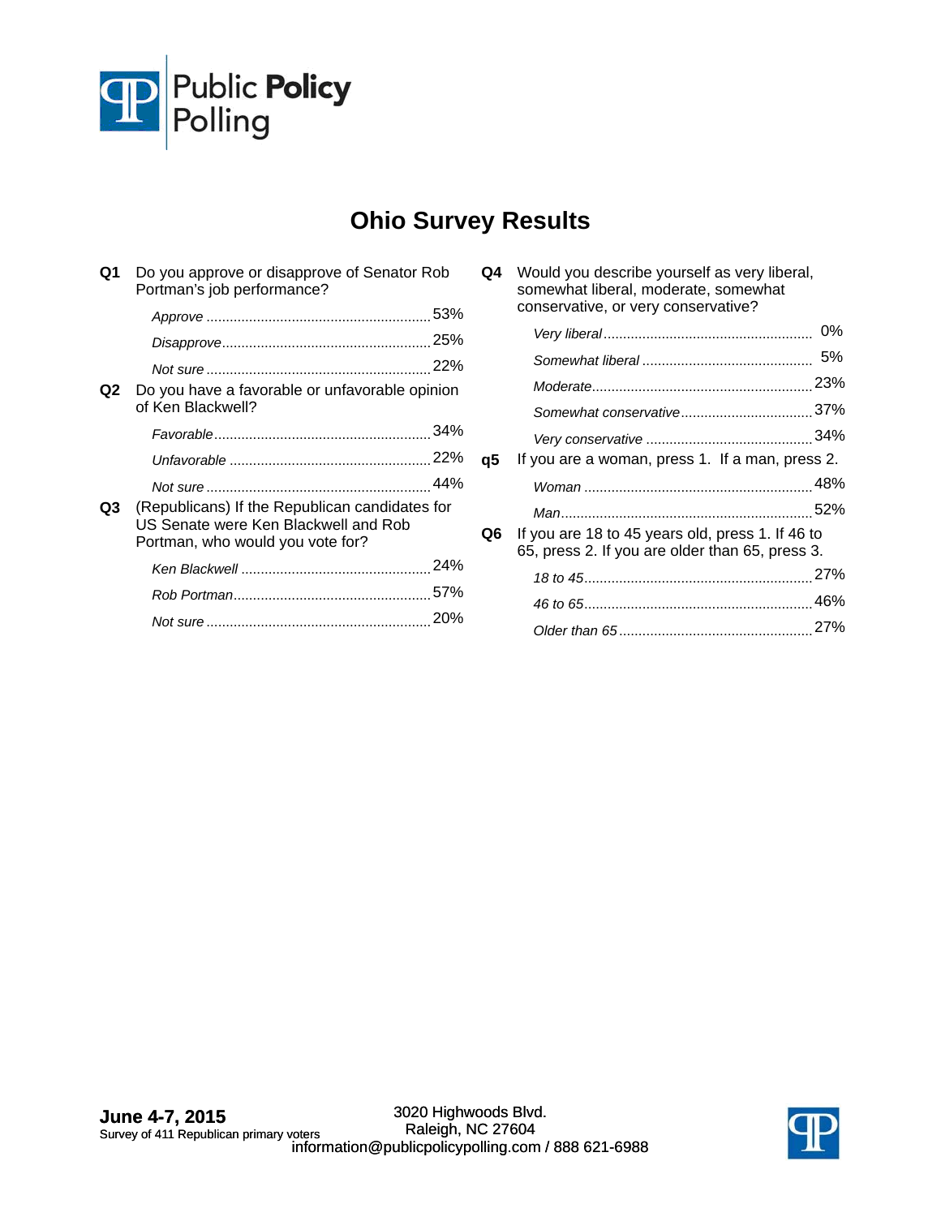Public Policy Polling

# Ohio Survey Results

**Q1** Do you approve or disapprove of Senator Rob Portman's job performance?

| | |
|---|---|
| *Approve* | 53% |
| *Disapprove* | 25% |
| *Not sure* | 22% |

**Q2** Do you have a favorable or unfavorable opinion of Ken Blackwell?

| | |
|---|---|
| *Favorable* | 34% |
| *Unfavorable* | 22% |
| *Not sure* | 44% |

**Q3** (Republicans) If the Republican candidates for US Senate were Ken Blackwell and Rob Portman, who would you vote for?

| | |
|---|---|
| *Ken Blackwell* | 24% |
| *Rob Portman* | 57% |
| *Not sure* | 20% |

**Q4** Would you describe yourself as very liberal, somewhat liberal, moderate, somewhat conservative, or very conservative?

| | |
|---|---|
| *Very liberal* | 0% |
| *Somewhat liberal* | 5% |
| *Moderate* | 23% |
| *Somewhat conservative* | 37% |
| *Very conservative* | 34% |

**q5** If you are a woman, press 1. If a man, press 2.

| | |
|---|---|
| *Woman* | 48% |
| *Man* | 52% |

**Q6** If you are 18 to 45 years old, press 1. If 46 to 65, press 2. If you are older than 65, press 3.

| | |
|---|---|
| *18 to 45* | 27% |
| *46 to 65* | 46% |
| *Older than 65* | 27% |

**June 4-7, 2015**
Survey of 411 Republican primary voters

3020 Highwoods Blvd.
Raleigh, NC 27604
information@publicpolicypolling.com / 888 621-6988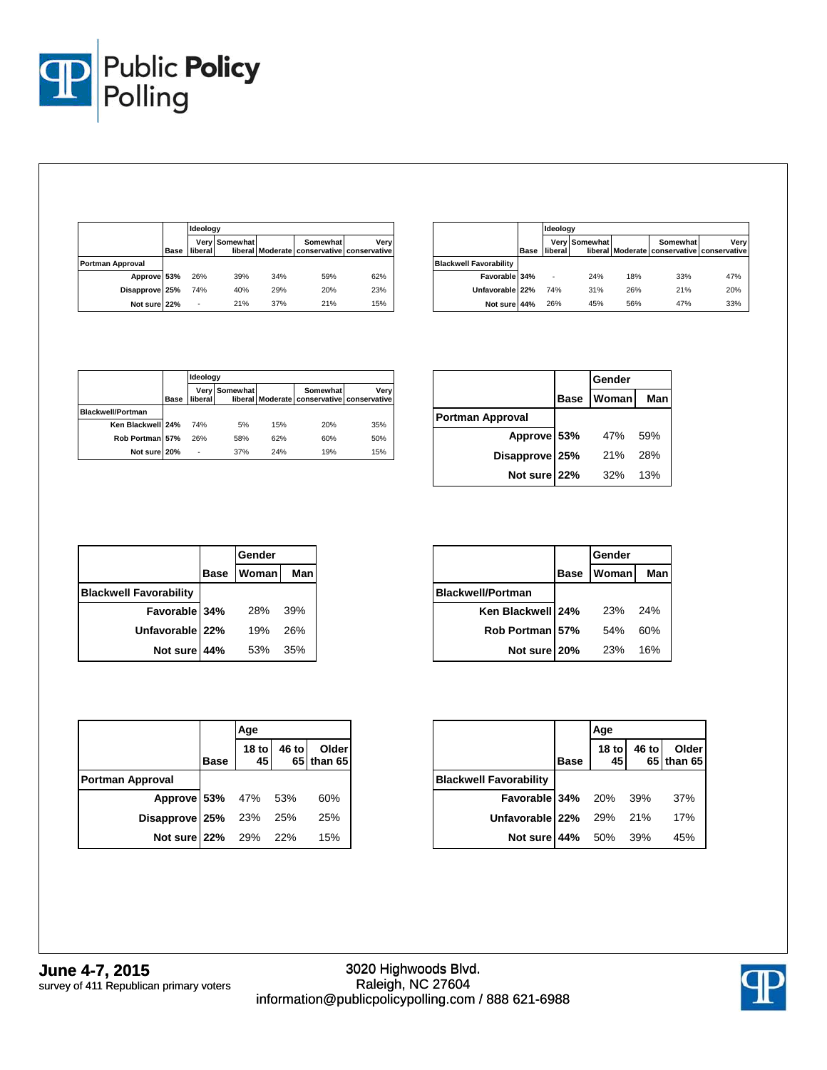| | Base | Ideology | | | | |
|---|---|---|---|---|---|---|
| | | Very liberal | Somewhat liberal | Moderate | Somewhat conservative | Very conservative |
| **Portman Approval** | | | | | | |
| Approve | 53% | 26% | 39% | 34% | 59% | 62% |
| Disapprove | 25% | 74% | 40% | 29% | 20% | 23% |
| Not sure | 22% | - | 21% | 37% | 21% | 15% |

| | Base | Ideology | | | | |
|---|---|---|---|---|---|---|
| | | Very liberal | Somewhat liberal | Moderate | Somewhat conservative | Very conservative |
| **Blackwell Favorability** | | | | | | |
| Favorable | 34% | - | 24% | 18% | 33% | 47% |
| Unfavorable | 22% | 74% | 31% | 26% | 21% | 20% |
| Not sure | 44% | 26% | 45% | 56% | 47% | 33% |

| | Base | Ideology | | | | |
|---|---|---|---|---|---|---|
| | | Very liberal | Somewhat liberal | Moderate | Somewhat conservative | Very conservative |
| **Blackwell/Portman** | | | | | | |
| Ken Blackwell | 24% | 74% | 5% | 15% | 20% | 35% |
| Rob Portman | 57% | 26% | 58% | 62% | 60% | 50% |
| Not sure | 20% | - | 37% | 24% | 19% | 15% |

| | Base | Gender | |
|---|---|---|---|
| | | Woman | Man |
| **Portman Approval** | | | |
| Approve | 53% | 47% | 59% |
| Disapprove | 25% | 21% | 28% |
| Not sure | 22% | 32% | 13% |

| | Base | Gender | |
|---|---|---|---|
| | | Woman | Man |
| **Blackwell Favorability** | | | |
| Favorable | 34% | 28% | 39% |
| Unfavorable | 22% | 19% | 26% |
| Not sure | 44% | 53% | 35% |

| | Base | Gender | |
|---|---|---|---|
| | | Woman | Man |
| **Blackwell/Portman** | | | |
| Ken Blackwell | 24% | 23% | 24% |
| Rob Portman | 57% | 54% | 60% |
| Not sure | 20% | 23% | 16% |

| | Base | Age | | |
|---|---|---|---|---|
| | | 18 to 45 | 46 to 65 | Older than 65 |
| **Portman Approval** | | | | |
| Approve | 53% | 47% | 53% | 60% |
| Disapprove | 25% | 23% | 25% | 25% |
| Not sure | 22% | 29% | 22% | 15% |

| | Base | Age | | |
|---|---|---|---|---|
| | | 18 to 45 | 46 to 65 | Older than 65 |
| **Blackwell Favorability** | | | | |
| Favorable | 34% | 20% | 39% | 37% |
| Unfavorable | 22% | 29% | 21% | 17% |
| Not sure | 44% | 50% | 39% | 45% |

**June 4-7, 2015**
survey of 411 Republican primary voters

3020 Highwoods Blvd.
Raleigh, NC 27604
information@publicpolicypolling.com / 888 621-6988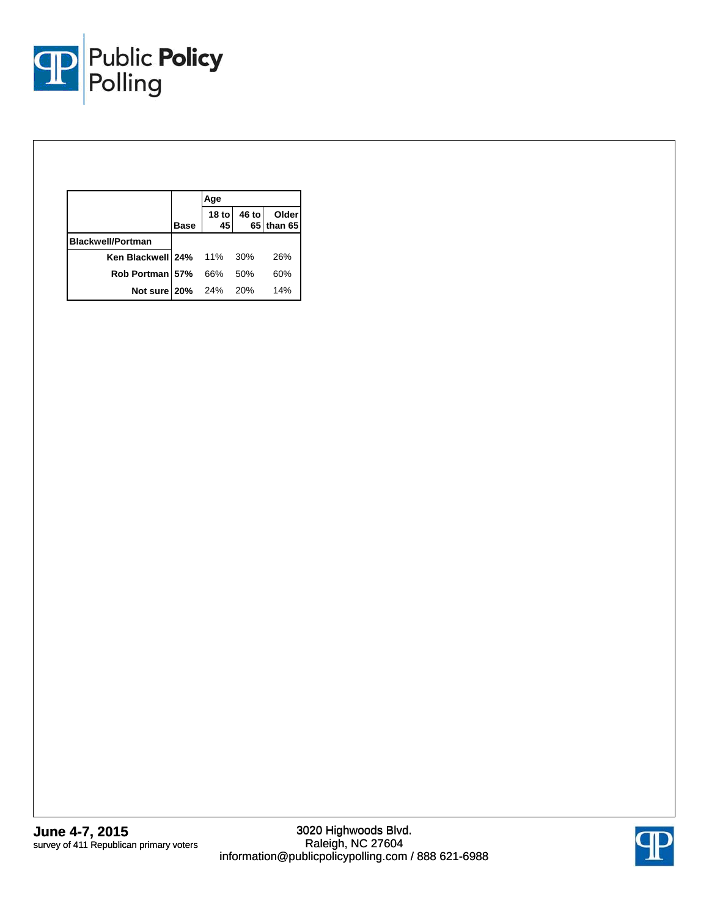| | Base | Age | | |
|---|---|---|---|---|
| | | 18 to 45 | 46 to 65 | Older than 65 |
| **Blackwell/Portman** | | | | |
| Ken Blackwell | 24% | 11% | 30% | 26% |
| Rob Portman | 57% | 66% | 50% | 60% |
| Not sure | 20% | 24% | 20% | 14% |

**June 4-7, 2015**
survey of 411 Republican primary voters

3020 Highwoods Blvd.
Raleigh, NC 27604
information@publicpolicypolling.com / 888 621-6988